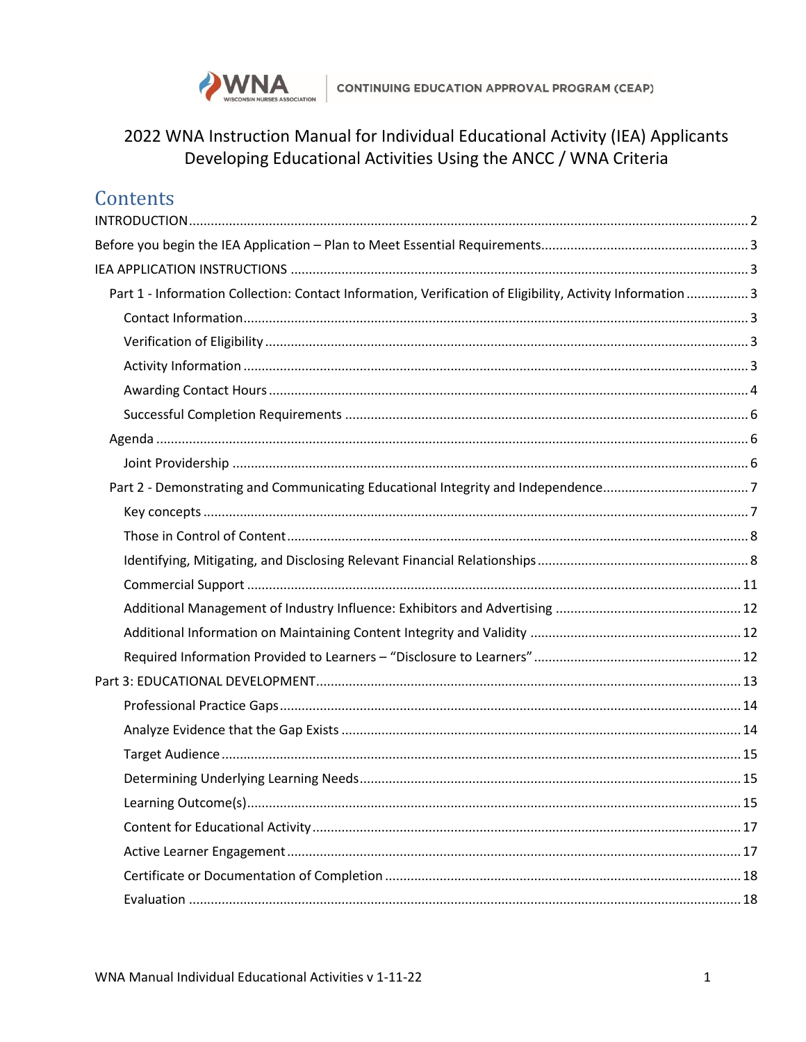CONTINUING EDUCATION APPROVAL PROGRAM (CEAP)

# 2022 WNA Instruction Manual for Individual Educational Activity (IEA) Applicants Developing Educational Activities Using the ANCC / WNA Criteria

## Contents

- INTRODUCTION ..... 2
- Before you begin the IEA Application – Plan to Meet Essential Requirements ..... 3
- IEA APPLICATION INSTRUCTIONS ..... 3
  - Part 1 - Information Collection: Contact Information, Verification of Eligibility, Activity Information ..... 3
    - Contact Information ..... 3
    - Verification of Eligibility ..... 3
    - Activity Information ..... 3
    - Awarding Contact Hours ..... 4
    - Successful Completion Requirements ..... 6
  - Agenda ..... 6
    - Joint Providership ..... 6
  - Part 2 - Demonstrating and Communicating Educational Integrity and Independence ..... 7
    - Key concepts ..... 7
    - Those in Control of Content ..... 8
    - Identifying, Mitigating, and Disclosing Relevant Financial Relationships ..... 8
    - Commercial Support ..... 11
    - Additional Management of Industry Influence: Exhibitors and Advertising ..... 12
    - Additional Information on Maintaining Content Integrity and Validity ..... 12
    - Required Information Provided to Learners – "Disclosure to Learners" ..... 12
- Part 3: EDUCATIONAL DEVELOPMENT ..... 13
  - Professional Practice Gaps ..... 14
  - Analyze Evidence that the Gap Exists ..... 14
  - Target Audience ..... 15
  - Determining Underlying Learning Needs ..... 15
  - Learning Outcome(s) ..... 15
  - Content for Educational Activity ..... 17
  - Active Learner Engagement ..... 17
  - Certificate or Documentation of Completion ..... 18
  - Evaluation ..... 18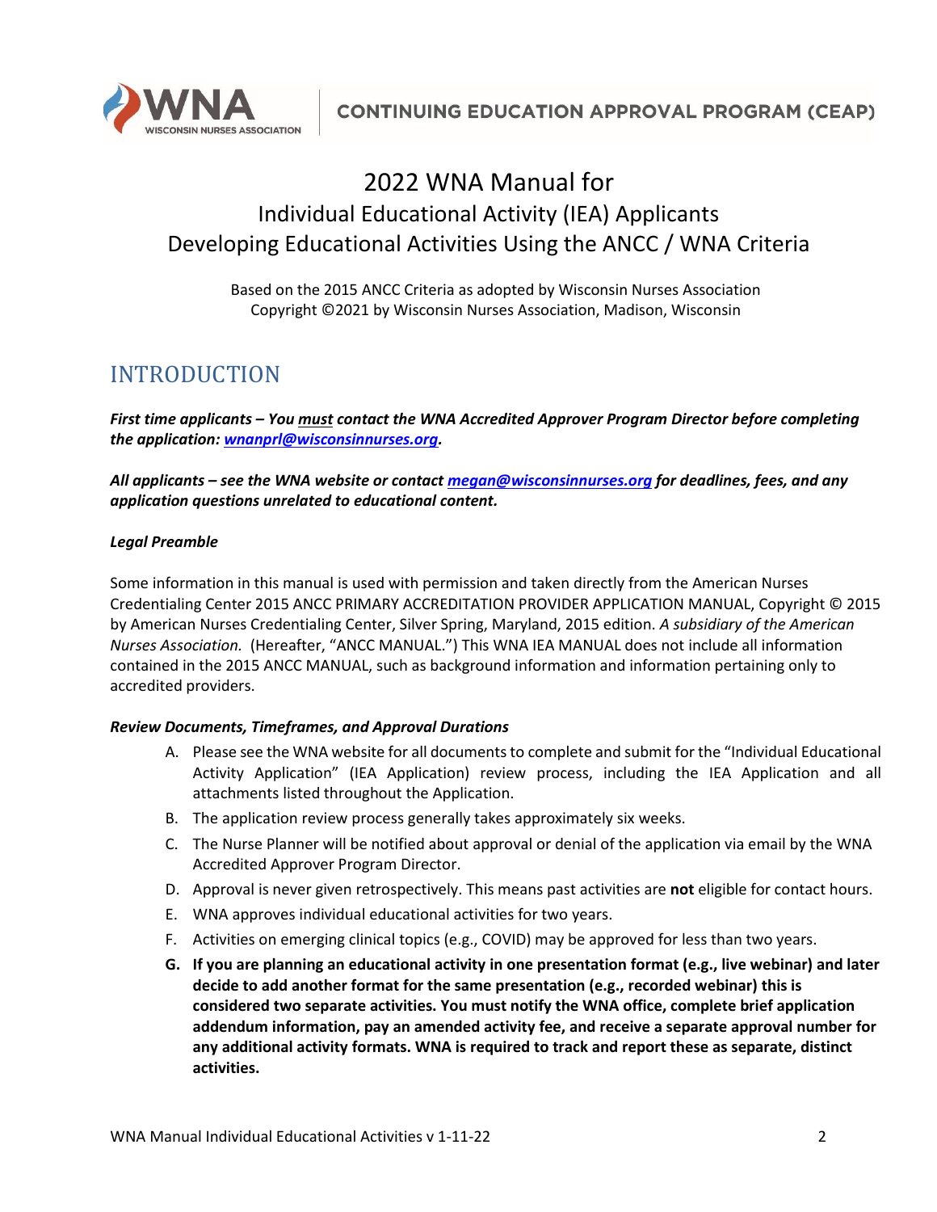**WNA** WISCONSIN NURSES ASSOCIATION | **CONTINUING EDUCATION APPROVAL PROGRAM (CEAP)**

# 2022 WNA Manual for Individual Educational Activity (IEA) Applicants Developing Educational Activities Using the ANCC / WNA Criteria

Based on the 2015 ANCC Criteria as adopted by Wisconsin Nurses Association
Copyright ©2021 by Wisconsin Nurses Association, Madison, Wisconsin

## INTRODUCTION

***First time applicants – You must contact the WNA Accredited Approver Program Director before completing the application: [wnanprl@wisconsinnurses.org](mailto:wnanprl@wisconsinnurses.org).***

***All applicants – see the WNA website or contact [megan@wisconsinnurses.org](mailto:megan@wisconsinnurses.org) for deadlines, fees, and any application questions unrelated to educational content.***

***Legal Preamble***

Some information in this manual is used with permission and taken directly from the American Nurses Credentialing Center 2015 ANCC PRIMARY ACCREDITATION PROVIDER APPLICATION MANUAL, Copyright © 2015 by American Nurses Credentialing Center, Silver Spring, Maryland, 2015 edition. *A subsidiary of the American Nurses Association.* (Hereafter, "ANCC MANUAL.") This WNA IEA MANUAL does not include all information contained in the 2015 ANCC MANUAL, such as background information and information pertaining only to accredited providers.

***Review Documents, Timeframes, and Approval Durations***

A. Please see the WNA website for all documents to complete and submit for the "Individual Educational Activity Application" (IEA Application) review process, including the IEA Application and all attachments listed throughout the Application.
B. The application review process generally takes approximately six weeks.
C. The Nurse Planner will be notified about approval or denial of the application via email by the WNA Accredited Approver Program Director.
D. Approval is never given retrospectively. This means past activities are **not** eligible for contact hours.
E. WNA approves individual educational activities for two years.
F. Activities on emerging clinical topics (e.g., COVID) may be approved for less than two years.
G. **If you are planning an educational activity in one presentation format (e.g., live webinar) and later decide to add another format for the same presentation (e.g., recorded webinar) this is considered two separate activities. You must notify the WNA office, complete brief application addendum information, pay an amended activity fee, and receive a separate approval number for any additional activity formats. WNA is required to track and report these as separate, distinct activities.**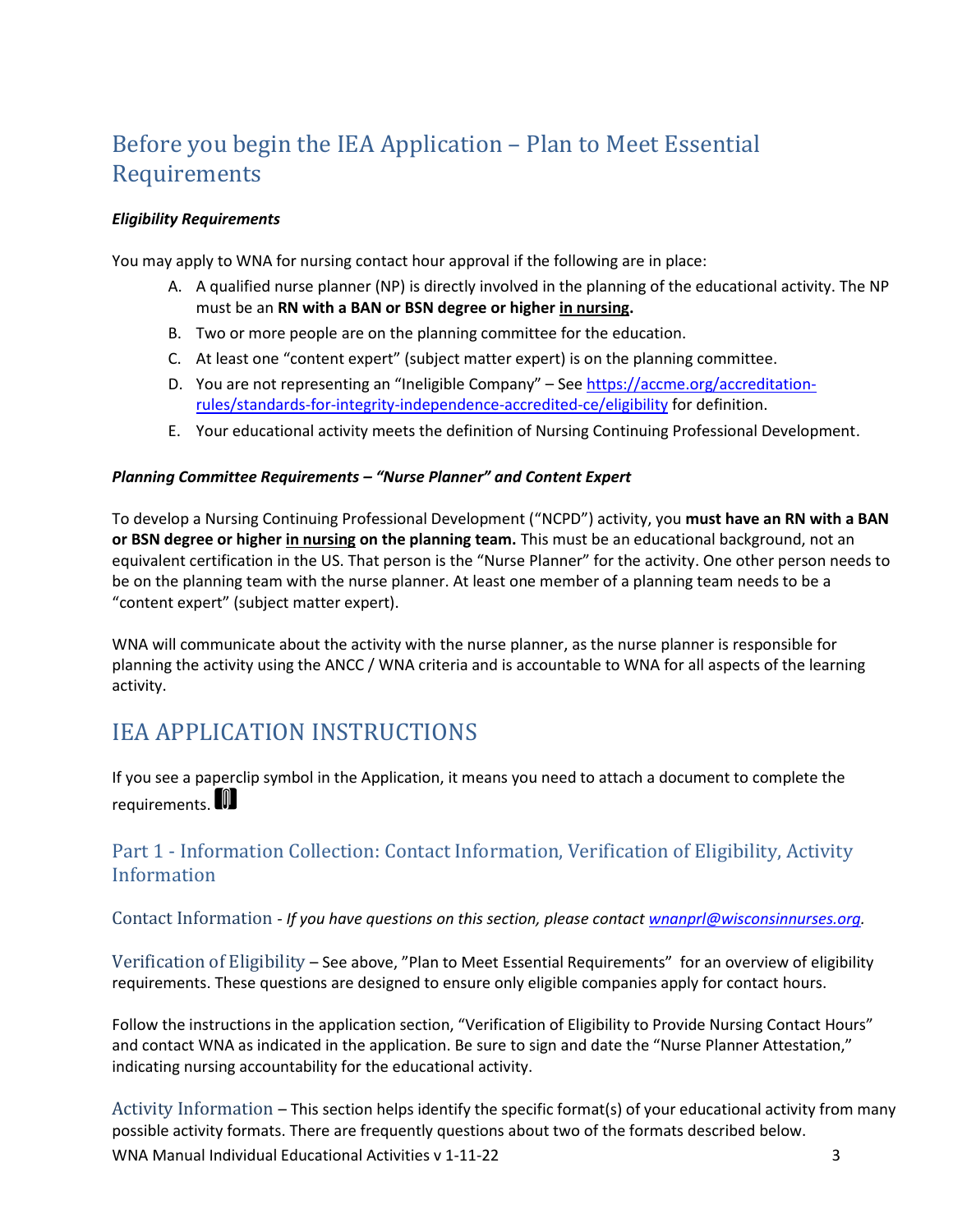# Before you begin the IEA Application – Plan to Meet Essential Requirements

***Eligibility Requirements***

You may apply to WNA for nursing contact hour approval if the following are in place:

A. A qualified nurse planner (NP) is directly involved in the planning of the educational activity. The NP must be an **RN with a BAN or BSN degree or higher <u>in nursing</u>.**
B. Two or more people are on the planning committee for the education.
C. At least one "content expert" (subject matter expert) is on the planning committee.
D. You are not representing an "Ineligible Company" – See [https://accme.org/accreditation-rules/standards-for-integrity-independence-accredited-ce/eligibility](https://accme.org/accreditation-rules/standards-for-integrity-independence-accredited-ce/eligibility) for definition.
E. Your educational activity meets the definition of Nursing Continuing Professional Development.

***Planning Committee Requirements – "Nurse Planner" and Content Expert***

To develop a Nursing Continuing Professional Development ("NCPD") activity, you **must have an RN with a BAN or BSN degree or higher <u>in nursing</u> on the planning team.** This must be an educational background, not an equivalent certification in the US. That person is the "Nurse Planner" for the activity. One other person needs to be on the planning team with the nurse planner. At least one member of a planning team needs to be a "content expert" (subject matter expert).

WNA will communicate about the activity with the nurse planner, as the nurse planner is responsible for planning the activity using the ANCC / WNA criteria and is accountable to WNA for all aspects of the learning activity.

# IEA APPLICATION INSTRUCTIONS

If you see a paperclip symbol in the Application, it means you need to attach a document to complete the requirements.

## Part 1 - Information Collection: Contact Information, Verification of Eligibility, Activity Information

### Contact Information - *If you have questions on this section, please contact [wnanprl@wisconsinnurses.org](mailto:wnanprl@wisconsinnurses.org).*

### Verification of Eligibility – See above, "Plan to Meet Essential Requirements" for an overview of eligibility requirements. These questions are designed to ensure only eligible companies apply for contact hours.

Follow the instructions in the application section, "Verification of Eligibility to Provide Nursing Contact Hours" and contact WNA as indicated in the application. Be sure to sign and date the "Nurse Planner Attestation," indicating nursing accountability for the educational activity.

### Activity Information – This section helps identify the specific format(s) of your educational activity from many possible activity formats. There are frequently questions about two of the formats described below.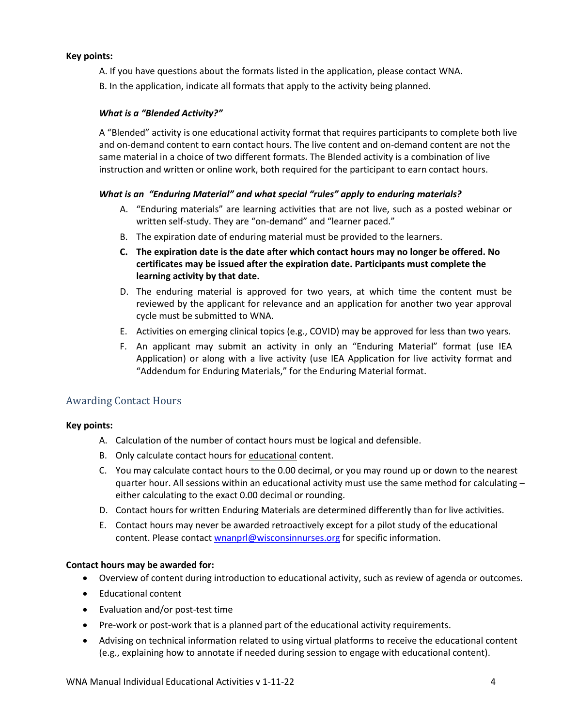**Key points:**

A. If you have questions about the formats listed in the application, please contact WNA.

B. In the application, indicate all formats that apply to the activity being planned.

***What is a "Blended Activity?"***

A "Blended" activity is one educational activity format that requires participants to complete both live and on-demand content to earn contact hours. The live content and on-demand content are not the same material in a choice of two different formats. The Blended activity is a combination of live instruction and written or online work, both required for the participant to earn contact hours.

***What is an "Enduring Material" and what special "rules" apply to enduring materials?***

A. "Enduring materials" are learning activities that are not live, such as a posted webinar or written self-study. They are "on-demand" and "learner paced."

B. The expiration date of enduring material must be provided to the learners.

C. **The expiration date is the date after which contact hours may no longer be offered. No certificates may be issued after the expiration date. Participants must complete the learning activity by that date.**

D. The enduring material is approved for two years, at which time the content must be reviewed by the applicant for relevance and an application for another two year approval cycle must be submitted to WNA.

E. Activities on emerging clinical topics (e.g., COVID) may be approved for less than two years.

F. An applicant may submit an activity in only an "Enduring Material" format (use IEA Application) or along with a live activity (use IEA Application for live activity format and "Addendum for Enduring Materials," for the Enduring Material format.

## Awarding Contact Hours

**Key points:**

A. Calculation of the number of contact hours must be logical and defensible.

B. Only calculate contact hours for educational content.

C. You may calculate contact hours to the 0.00 decimal, or you may round up or down to the nearest quarter hour. All sessions within an educational activity must use the same method for calculating – either calculating to the exact 0.00 decimal or rounding.

D. Contact hours for written Enduring Materials are determined differently than for live activities.

E. Contact hours may never be awarded retroactively except for a pilot study of the educational content. Please contact wnanprl@wisconsinnurses.org for specific information.

**Contact hours may be awarded for:**

- Overview of content during introduction to educational activity, such as review of agenda or outcomes.
- Educational content
- Evaluation and/or post-test time
- Pre-work or post-work that is a planned part of the educational activity requirements.
- Advising on technical information related to using virtual platforms to receive the educational content (e.g., explaining how to annotate if needed during session to engage with educational content).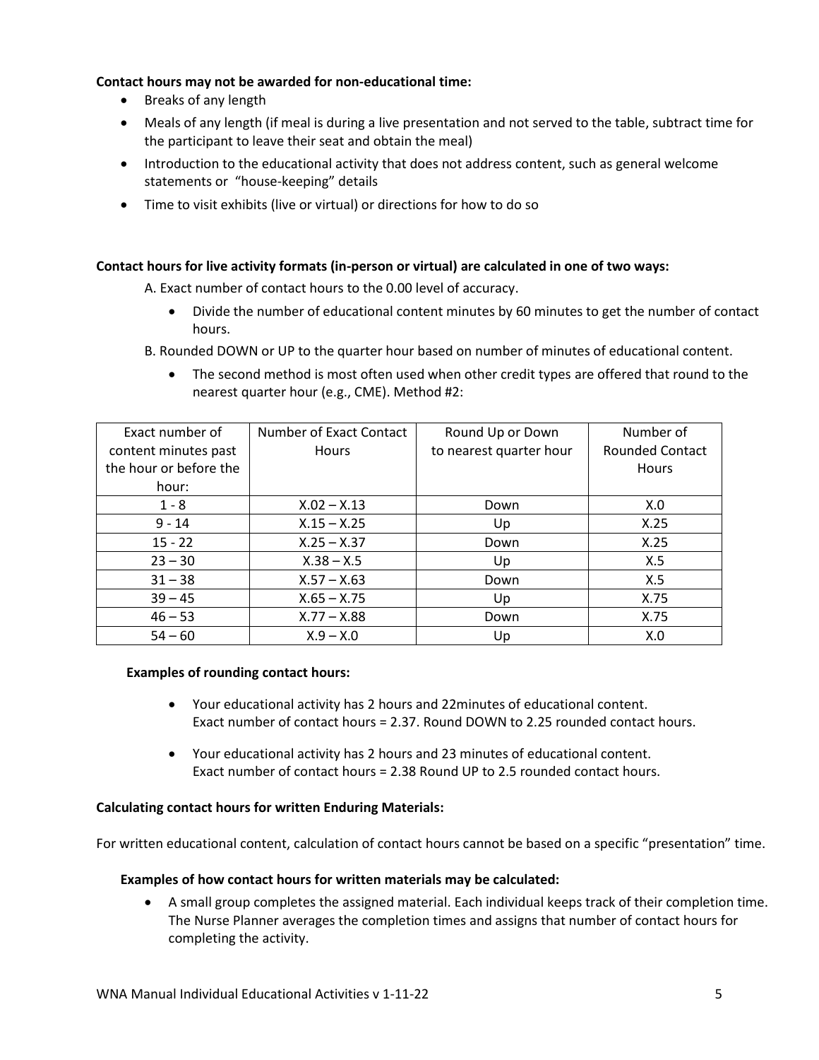**Contact hours may not be awarded for non-educational time:**

- Breaks of any length
- Meals of any length (if meal is during a live presentation and not served to the table, subtract time for the participant to leave their seat and obtain the meal)
- Introduction to the educational activity that does not address content, such as general welcome statements or "house-keeping" details
- Time to visit exhibits (live or virtual) or directions for how to do so

**Contact hours for live activity formats (in-person or virtual) are calculated in one of two ways:**

A. Exact number of contact hours to the 0.00 level of accuracy.

- Divide the number of educational content minutes by 60 minutes to get the number of contact hours.

B. Rounded DOWN or UP to the quarter hour based on number of minutes of educational content.

- The second method is most often used when other credit types are offered that round to the nearest quarter hour (e.g., CME). Method #2:

| Exact number of content minutes past the hour or before the hour: | Number of Exact Contact Hours | Round Up or Down to nearest quarter hour | Number of Rounded Contact Hours |
|---|---|---|---|
| 1 - 8 | X.02 – X.13 | Down | X.0 |
| 9 - 14 | X.15 – X.25 | Up | X.25 |
| 15 - 22 | X.25 – X.37 | Down | X.25 |
| 23 – 30 | X.38 – X.5 | Up | X.5 |
| 31 – 38 | X.57 – X.63 | Down | X.5 |
| 39 – 45 | X.65 – X.75 | Up | X.75 |
| 46 – 53 | X.77 – X.88 | Down | X.75 |
| 54 – 60 | X.9 – X.0 | Up | X.0 |

**Examples of rounding contact hours:**

- Your educational activity has 2 hours and 22minutes of educational content.
  Exact number of contact hours = 2.37. Round DOWN to 2.25 rounded contact hours.
- Your educational activity has 2 hours and 23 minutes of educational content.
  Exact number of contact hours = 2.38 Round UP to 2.5 rounded contact hours.

**Calculating contact hours for written Enduring Materials:**

For written educational content, calculation of contact hours cannot be based on a specific "presentation" time.

**Examples of how contact hours for written materials may be calculated:**

- A small group completes the assigned material. Each individual keeps track of their completion time. The Nurse Planner averages the completion times and assigns that number of contact hours for completing the activity.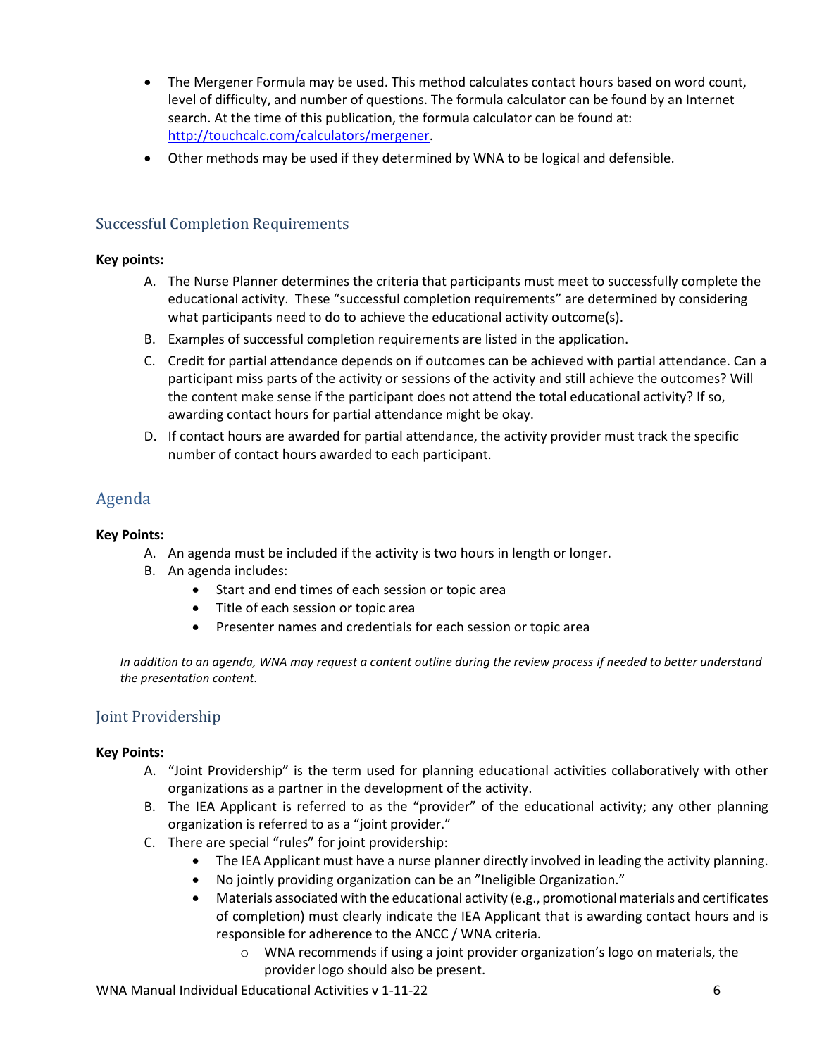- The Mergener Formula may be used. This method calculates contact hours based on word count, level of difficulty, and number of questions. The formula calculator can be found by an Internet search. At the time of this publication, the formula calculator can be found at: [http://touchcalc.com/calculators/mergener](http://touchcalc.com/calculators/mergener).
- Other methods may be used if they determined by WNA to be logical and defensible.

## Successful Completion Requirements

**Key points:**

A. The Nurse Planner determines the criteria that participants must meet to successfully complete the educational activity. These "successful completion requirements" are determined by considering what participants need to do to achieve the educational activity outcome(s).

B. Examples of successful completion requirements are listed in the application.

C. Credit for partial attendance depends on if outcomes can be achieved with partial attendance. Can a participant miss parts of the activity or sessions of the activity and still achieve the outcomes? Will the content make sense if the participant does not attend the total educational activity? If so, awarding contact hours for partial attendance might be okay.

D. If contact hours are awarded for partial attendance, the activity provider must track the specific number of contact hours awarded to each participant.

## Agenda

**Key Points:**

A. An agenda must be included if the activity is two hours in length or longer.

B. An agenda includes:
   - Start and end times of each session or topic area
   - Title of each session or topic area
   - Presenter names and credentials for each session or topic area

*In addition to an agenda, WNA may request a content outline during the review process if needed to better understand the presentation content.*

## Joint Providership

**Key Points:**

A. "Joint Providership" is the term used for planning educational activities collaboratively with other organizations as a partner in the development of the activity.

B. The IEA Applicant is referred to as the "provider" of the educational activity; any other planning organization is referred to as a "joint provider."

C. There are special "rules" for joint providership:
   - The IEA Applicant must have a nurse planner directly involved in leading the activity planning.
   - No jointly providing organization can be an "Ineligible Organization."
   - Materials associated with the educational activity (e.g., promotional materials and certificates of completion) must clearly indicate the IEA Applicant that is awarding contact hours and is responsible for adherence to the ANCC / WNA criteria.
     - WNA recommends if using a joint provider organization's logo on materials, the provider logo should also be present.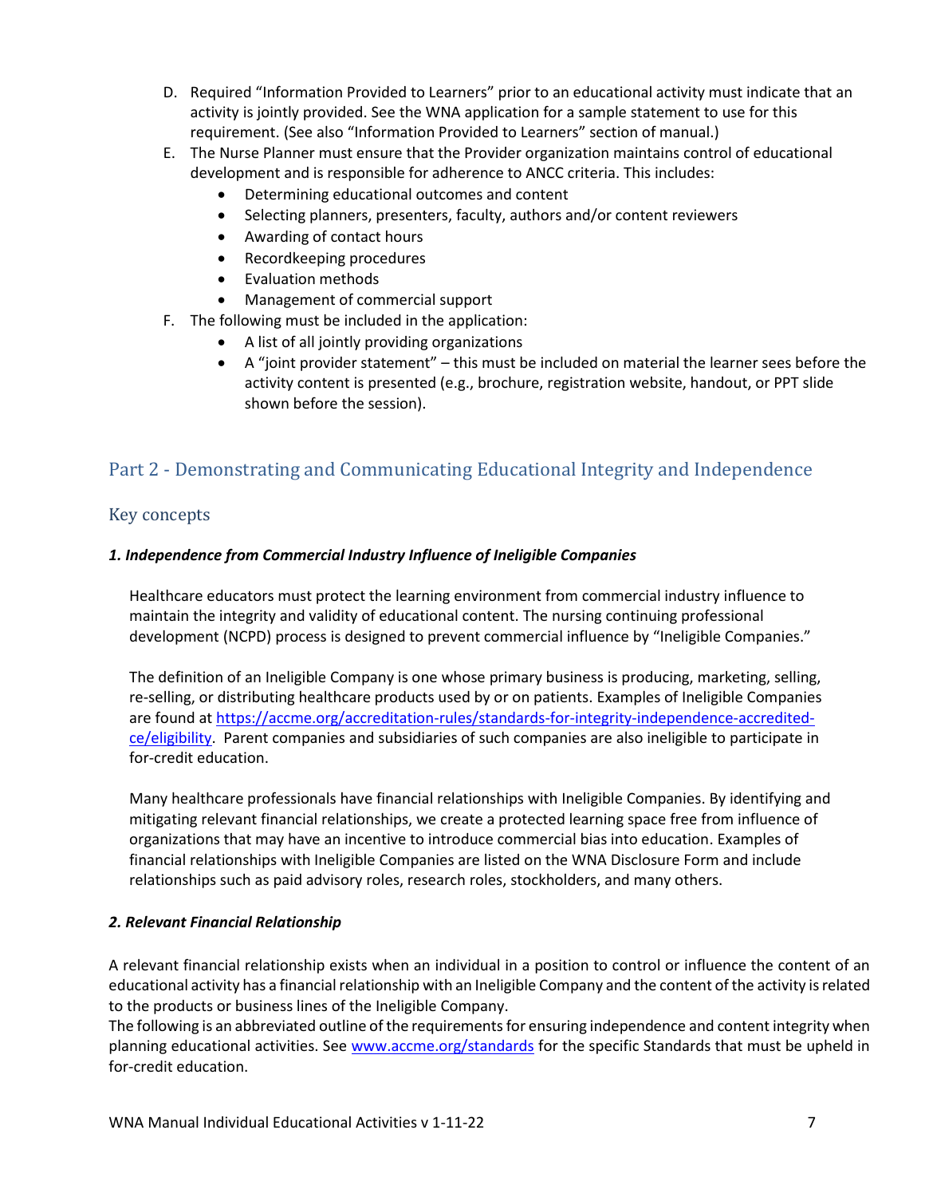D. Required "Information Provided to Learners" prior to an educational activity must indicate that an activity is jointly provided. See the WNA application for a sample statement to use for this requirement. (See also "Information Provided to Learners" section of manual.)

E. The Nurse Planner must ensure that the Provider organization maintains control of educational development and is responsible for adherence to ANCC criteria. This includes:
   - Determining educational outcomes and content
   - Selecting planners, presenters, faculty, authors and/or content reviewers
   - Awarding of contact hours
   - Recordkeeping procedures
   - Evaluation methods
   - Management of commercial support

F. The following must be included in the application:
   - A list of all jointly providing organizations
   - A "joint provider statement" – this must be included on material the learner sees before the activity content is presented (e.g., brochure, registration website, handout, or PPT slide shown before the session).

## Part 2 - Demonstrating and Communicating Educational Integrity and Independence

### Key concepts

***1. Independence from Commercial Industry Influence of Ineligible Companies***

Healthcare educators must protect the learning environment from commercial industry influence to maintain the integrity and validity of educational content. The nursing continuing professional development (NCPD) process is designed to prevent commercial influence by "Ineligible Companies."

The definition of an Ineligible Company is one whose primary business is producing, marketing, selling, re-selling, or distributing healthcare products used by or on patients. Examples of Ineligible Companies are found at [https://accme.org/accreditation-rules/standards-for-integrity-independence-accredited-ce/eligibility](https://accme.org/accreditation-rules/standards-for-integrity-independence-accredited-ce/eligibility). Parent companies and subsidiaries of such companies are also ineligible to participate in for-credit education.

Many healthcare professionals have financial relationships with Ineligible Companies. By identifying and mitigating relevant financial relationships, we create a protected learning space free from influence of organizations that may have an incentive to introduce commercial bias into education. Examples of financial relationships with Ineligible Companies are listed on the WNA Disclosure Form and include relationships such as paid advisory roles, research roles, stockholders, and many others.

***2. Relevant Financial Relationship***

A relevant financial relationship exists when an individual in a position to control or influence the content of an educational activity has a financial relationship with an Ineligible Company and the content of the activity is related to the products or business lines of the Ineligible Company.

The following is an abbreviated outline of the requirements for ensuring independence and content integrity when planning educational activities. See [www.accme.org/standards](www.accme.org/standards) for the specific Standards that must be upheld in for-credit education.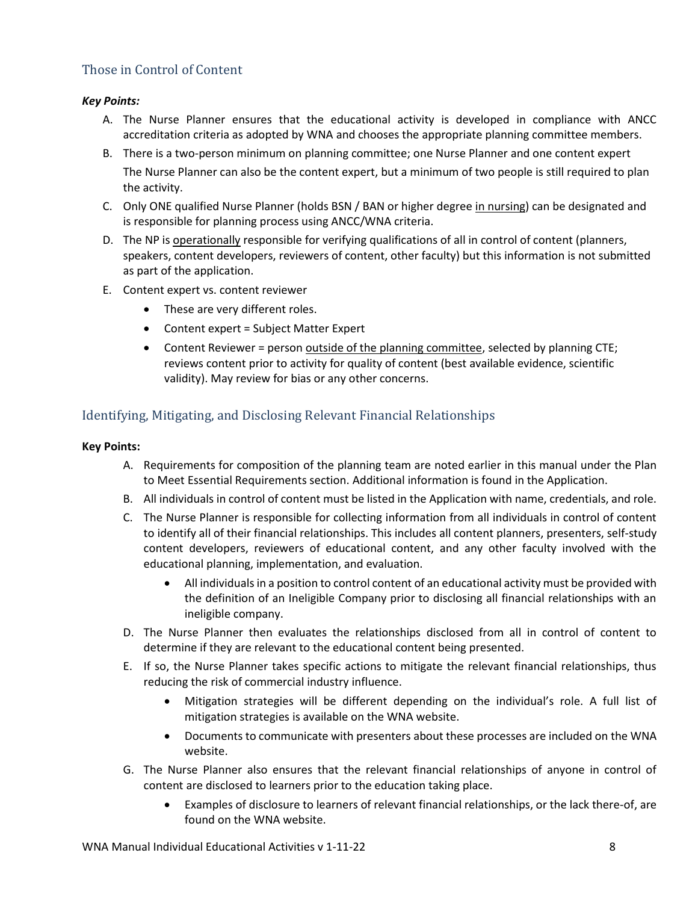## Those in Control of Content

***Key Points:***

A. The Nurse Planner ensures that the educational activity is developed in compliance with ANCC accreditation criteria as adopted by WNA and chooses the appropriate planning committee members.

B. There is a two-person minimum on planning committee; one Nurse Planner and one content expert

   The Nurse Planner can also be the content expert, but a minimum of two people is still required to plan the activity.

C. Only ONE qualified Nurse Planner (holds BSN / BAN or higher degree <u>in nursing</u>) can be designated and is responsible for planning process using ANCC/WNA criteria.

D. The NP is <u>operationally</u> responsible for verifying qualifications of all in control of content (planners, speakers, content developers, reviewers of content, other faculty) but this information is not submitted as part of the application.

E. Content expert vs. content reviewer
   - These are very different roles.
   - Content expert = Subject Matter Expert
   - Content Reviewer = person <u>outside of the planning committee</u>, selected by planning CTE; reviews content prior to activity for quality of content (best available evidence, scientific validity). May review for bias or any other concerns.

## Identifying, Mitigating, and Disclosing Relevant Financial Relationships

**Key Points:**

A. Requirements for composition of the planning team are noted earlier in this manual under the Plan to Meet Essential Requirements section. Additional information is found in the Application.

B. All individuals in control of content must be listed in the Application with name, credentials, and role.

C. The Nurse Planner is responsible for collecting information from all individuals in control of content to identify all of their financial relationships. This includes all content planners, presenters, self-study content developers, reviewers of educational content, and any other faculty involved with the educational planning, implementation, and evaluation.
   - All individuals in a position to control content of an educational activity must be provided with the definition of an Ineligible Company prior to disclosing all financial relationships with an ineligible company.

D. The Nurse Planner then evaluates the relationships disclosed from all in control of content to determine if they are relevant to the educational content being presented.

E. If so, the Nurse Planner takes specific actions to mitigate the relevant financial relationships, thus reducing the risk of commercial industry influence.
   - Mitigation strategies will be different depending on the individual's role. A full list of mitigation strategies is available on the WNA website.
   - Documents to communicate with presenters about these processes are included on the WNA website.

G. The Nurse Planner also ensures that the relevant financial relationships of anyone in control of content are disclosed to learners prior to the education taking place.
   - Examples of disclosure to learners of relevant financial relationships, or the lack there-of, are found on the WNA website.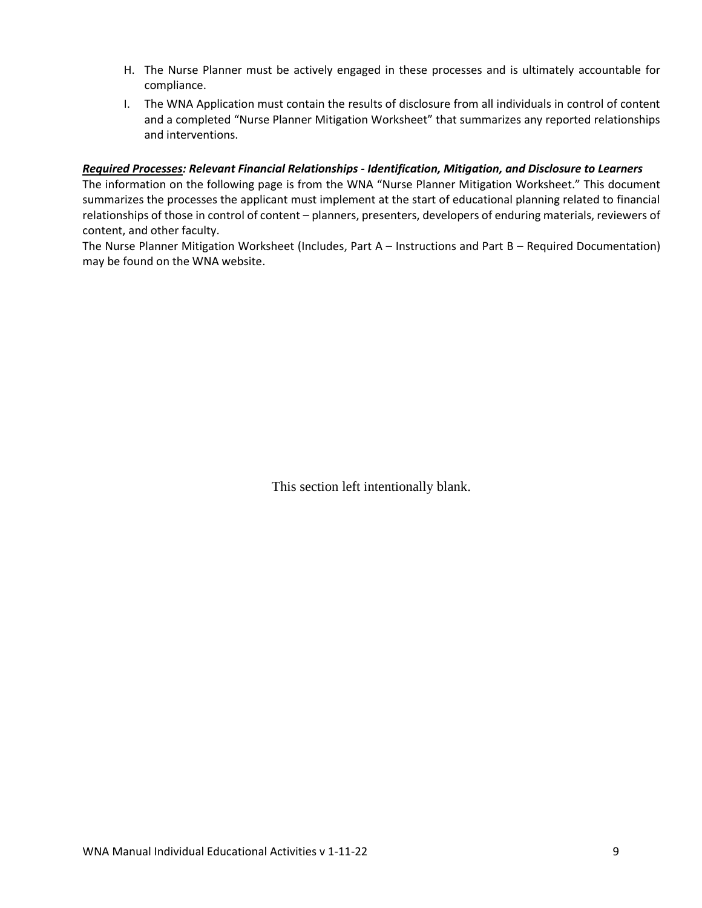H. The Nurse Planner must be actively engaged in these processes and is ultimately accountable for compliance.

I. The WNA Application must contain the results of disclosure from all individuals in control of content and a completed "Nurse Planner Mitigation Worksheet" that summarizes any reported relationships and interventions.

***Required Processes*: Relevant Financial Relationships - Identification, Mitigation, and Disclosure to Learners**

The information on the following page is from the WNA "Nurse Planner Mitigation Worksheet." This document summarizes the processes the applicant must implement at the start of educational planning related to financial relationships of those in control of content – planners, presenters, developers of enduring materials, reviewers of content, and other faculty.

The Nurse Planner Mitigation Worksheet (Includes, Part A – Instructions and Part B – Required Documentation) may be found on the WNA website.

This section left intentionally blank.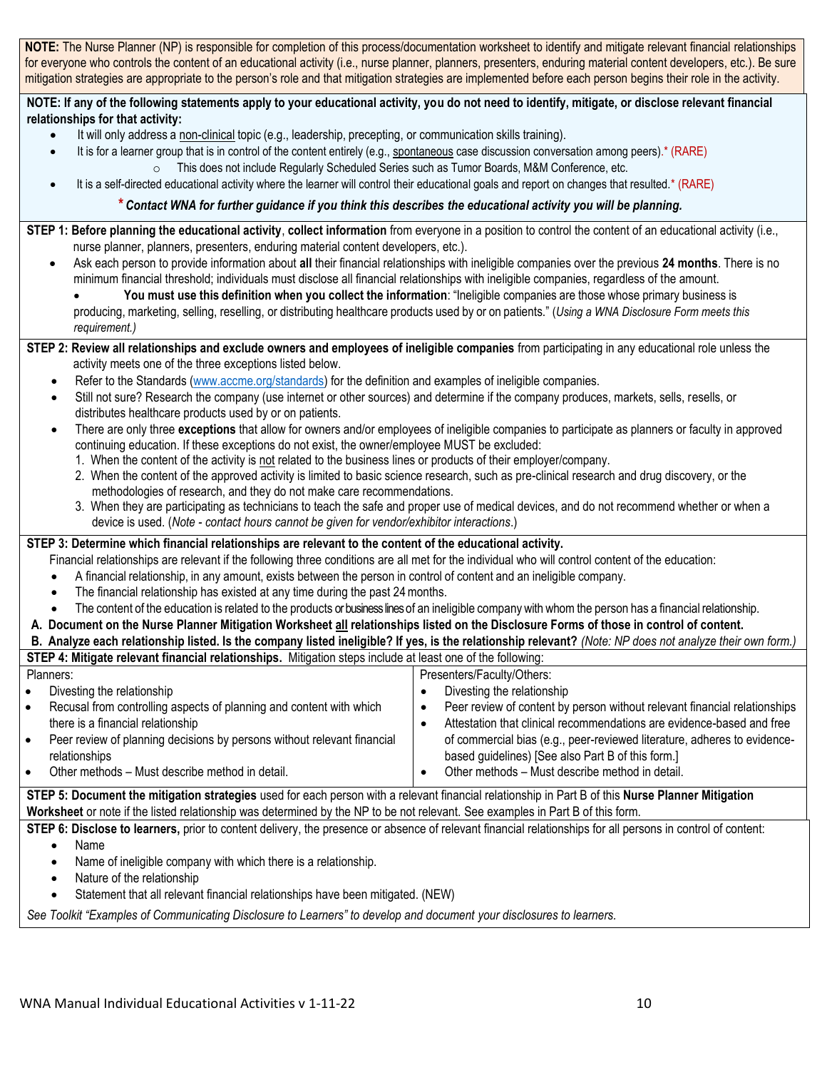**NOTE:** The Nurse Planner (NP) is responsible for completion of this process/documentation worksheet to identify and mitigate relevant financial relationships for everyone who controls the content of an educational activity (i.e., nurse planner, planners, presenters, enduring material content developers, etc.). Be sure mitigation strategies are appropriate to the person's role and that mitigation strategies are implemented before each person begins their role in the activity.

**NOTE: If any of the following statements apply to your educational activity, you do not need to identify, mitigate, or disclose relevant financial relationships for that activity:**

- It will only address a non-clinical topic (e.g., leadership, precepting, or communication skills training).
- It is for a learner group that is in control of the content entirely (e.g., spontaneous case discussion conversation among peers).* (RARE)
    - This does not include Regularly Scheduled Series such as Tumor Boards, M&M Conference, etc.
- It is a self-directed educational activity where the learner will control their educational goals and report on changes that resulted.* (RARE)

***** ***Contact WNA for further guidance if you think this describes the educational activity you will be planning.***

**STEP 1: Before planning the educational activity**, **collect information** from everyone in a position to control the content of an educational activity (i.e., nurse planner, planners, presenters, enduring material content developers, etc.).

- Ask each person to provide information about **all** their financial relationships with ineligible companies over the previous **24 months**. There is no minimum financial threshold; individuals must disclose all financial relationships with ineligible companies, regardless of the amount.
    - **You must use this definition when you collect the information**: "Ineligible companies are those whose primary business is producing, marketing, selling, reselling, or distributing healthcare products used by or on patients." (*Using a WNA Disclosure Form meets this requirement.)*

**STEP 2: Review all relationships and exclude owners and employees of ineligible companies** from participating in any educational role unless the activity meets one of the three exceptions listed below.

- Refer to the Standards (www.accme.org/standards) for the definition and examples of ineligible companies.
- Still not sure? Research the company (use internet or other sources) and determine if the company produces, markets, sells, resells, or distributes healthcare products used by or on patients.
- There are only three **exceptions** that allow for owners and/or employees of ineligible companies to participate as planners or faculty in approved continuing education. If these exceptions do not exist, the owner/employee MUST be excluded:
    1. When the content of the activity is not related to the business lines or products of their employer/company.
    2. When the content of the approved activity is limited to basic science research, such as pre-clinical research and drug discovery, or the methodologies of research, and they do not make care recommendations.
    3. When they are participating as technicians to teach the safe and proper use of medical devices, and do not recommend whether or when a device is used. (*Note - contact hours cannot be given for vendor/exhibitor interactions*.)

**STEP 3: Determine which financial relationships are relevant to the content of the educational activity.**

Financial relationships are relevant if the following three conditions are all met for the individual who will control content of the education:

- A financial relationship, in any amount, exists between the person in control of content and an ineligible company.
- The financial relationship has existed at any time during the past 24 months.
- The content of the education is related to the products or business lines of an ineligible company with whom the person has a financial relationship.

**A. Document on the Nurse Planner Mitigation Worksheet all relationships listed on the Disclosure Forms of those in control of content.**

**B. Analyze each relationship listed. Is the company listed ineligible? If yes, is the relationship relevant?** *(Note: NP does not analyze their own form.)*

**STEP 4: Mitigate relevant financial relationships.** Mitigation steps include at least one of the following:

| Planners: | Presenters/Faculty/Others: |
| --- | --- |
| • Divesting the relationship<br>• Recusal from controlling aspects of planning and content with which there is a financial relationship<br>• Peer review of planning decisions by persons without relevant financial relationships<br>• Other methods – Must describe method in detail. | • Divesting the relationship<br>• Peer review of content by person without relevant financial relationships<br>• Attestation that clinical recommendations are evidence-based and free of commercial bias (e.g., peer-reviewed literature, adheres to evidence-based guidelines) [See also Part B of this form.]<br>• Other methods – Must describe method in detail. |

**STEP 5: Document the mitigation strategies** used for each person with a relevant financial relationship in Part B of this **Nurse Planner Mitigation Worksheet** or note if the listed relationship was determined by the NP to be not relevant. See examples in Part B of this form.

**STEP 6: Disclose to learners,** prior to content delivery, the presence or absence of relevant financial relationships for all persons in control of content:

- Name
- Name of ineligible company with which there is a relationship.
- Nature of the relationship
- Statement that all relevant financial relationships have been mitigated. (NEW)

*See Toolkit "Examples of Communicating Disclosure to Learners" to develop and document your disclosures to learners.*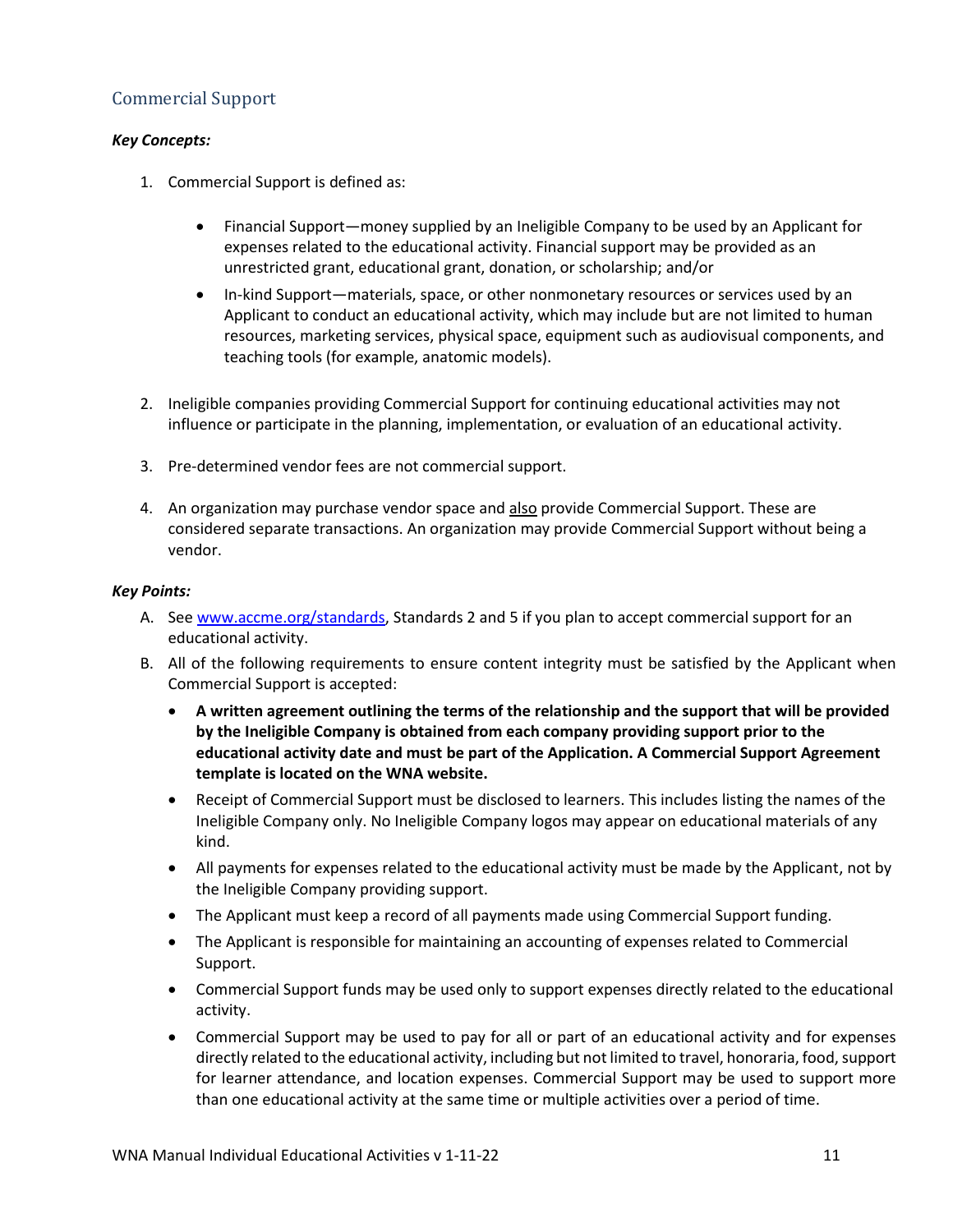## Commercial Support

***Key Concepts:***

1. Commercial Support is defined as:

   - Financial Support—money supplied by an Ineligible Company to be used by an Applicant for expenses related to the educational activity. Financial support may be provided as an unrestricted grant, educational grant, donation, or scholarship; and/or
   - In-kind Support—materials, space, or other nonmonetary resources or services used by an Applicant to conduct an educational activity, which may include but are not limited to human resources, marketing services, physical space, equipment such as audiovisual components, and teaching tools (for example, anatomic models).

2. Ineligible companies providing Commercial Support for continuing educational activities may not influence or participate in the planning, implementation, or evaluation of an educational activity.

3. Pre-determined vendor fees are not commercial support.

4. An organization may purchase vendor space and <u>also</u> provide Commercial Support. These are considered separate transactions. An organization may provide Commercial Support without being a vendor.

***Key Points:***

A. See [www.accme.org/standards](www.accme.org/standards), Standards 2 and 5 if you plan to accept commercial support for an educational activity.

B. All of the following requirements to ensure content integrity must be satisfied by the Applicant when Commercial Support is accepted:

   - **A written agreement outlining the terms of the relationship and the support that will be provided by the Ineligible Company is obtained from each company providing support prior to the educational activity date and must be part of the Application. A Commercial Support Agreement template is located on the WNA website.**
   - Receipt of Commercial Support must be disclosed to learners. This includes listing the names of the Ineligible Company only. No Ineligible Company logos may appear on educational materials of any kind.
   - All payments for expenses related to the educational activity must be made by the Applicant, not by the Ineligible Company providing support.
   - The Applicant must keep a record of all payments made using Commercial Support funding.
   - The Applicant is responsible for maintaining an accounting of expenses related to Commercial Support.
   - Commercial Support funds may be used only to support expenses directly related to the educational activity.
   - Commercial Support may be used to pay for all or part of an educational activity and for expenses directly related to the educational activity, including but not limited to travel, honoraria, food, support for learner attendance, and location expenses. Commercial Support may be used to support more than one educational activity at the same time or multiple activities over a period of time.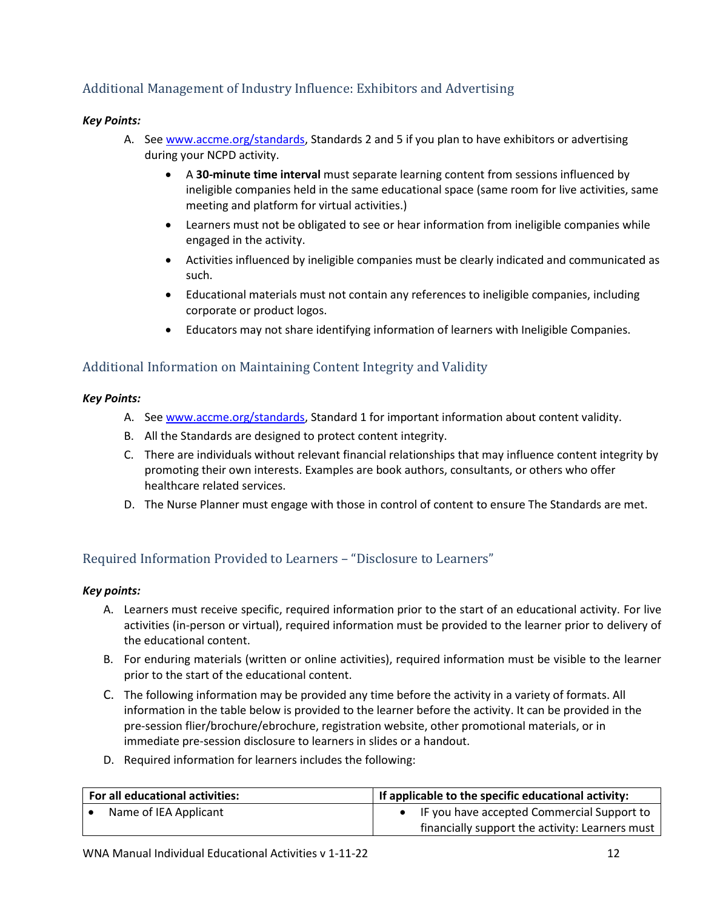## Additional Management of Industry Influence: Exhibitors and Advertising

***Key Points:***

A. See [www.accme.org/standards](www.accme.org/standards), Standards 2 and 5 if you plan to have exhibitors or advertising during your NCPD activity.
   - A **30-minute time interval** must separate learning content from sessions influenced by ineligible companies held in the same educational space (same room for live activities, same meeting and platform for virtual activities.)
   - Learners must not be obligated to see or hear information from ineligible companies while engaged in the activity.
   - Activities influenced by ineligible companies must be clearly indicated and communicated as such.
   - Educational materials must not contain any references to ineligible companies, including corporate or product logos.
   - Educators may not share identifying information of learners with Ineligible Companies.

## Additional Information on Maintaining Content Integrity and Validity

***Key Points:***

A. See [www.accme.org/standards](www.accme.org/standards), Standard 1 for important information about content validity.
B. All the Standards are designed to protect content integrity.
C. There are individuals without relevant financial relationships that may influence content integrity by promoting their own interests. Examples are book authors, consultants, or others who offer healthcare related services.
D. The Nurse Planner must engage with those in control of content to ensure The Standards are met.

## Required Information Provided to Learners – "Disclosure to Learners"

***Key points:***

A. Learners must receive specific, required information prior to the start of an educational activity. For live activities (in-person or virtual), required information must be provided to the learner prior to delivery of the educational content.
B. For enduring materials (written or online activities), required information must be visible to the learner prior to the start of the educational content.
C. The following information may be provided any time before the activity in a variety of formats. All information in the table below is provided to the learner before the activity. It can be provided in the pre-session flier/brochure/ebrochure, registration website, other promotional materials, or in immediate pre-session disclosure to learners in slides or a handout.
D. Required information for learners includes the following:

| For all educational activities: | If applicable to the specific educational activity: |
|---|---|
| • Name of IEA Applicant | • IF you have accepted Commercial Support to financially support the activity: Learners must |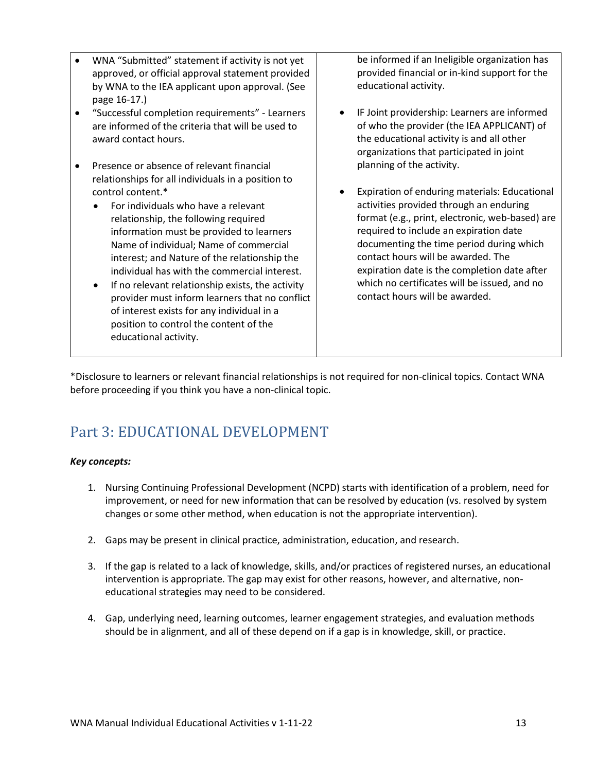| | |
|---|---|
| • WNA "Submitted" statement if activity is not yet approved, or official approval statement provided by WNA to the IEA applicant upon approval. (See page 16-17.)<br>• "Successful completion requirements" - Learners are informed of the criteria that will be used to award contact hours.<br>• Presence or absence of relevant financial relationships for all individuals in a position to control content.*<br>  • For individuals who have a relevant relationship, the following required information must be provided to learners Name of individual; Name of commercial interest; and Nature of the relationship the individual has with the commercial interest.<br>  • If no relevant relationship exists, the activity provider must inform learners that no conflict of interest exists for any individual in a position to control the content of the educational activity. | be informed if an Ineligible organization has provided financial or in-kind support for the educational activity.<br>• IF Joint providership: Learners are informed of who the provider (the IEA APPLICANT) of the educational activity is and all other organizations that participated in joint planning of the activity.<br>• Expiration of enduring materials: Educational activities provided through an enduring format (e.g., print, electronic, web-based) are required to include an expiration date documenting the time period during which contact hours will be awarded. The expiration date is the completion date after which no certificates will be issued, and no contact hours will be awarded. |

*Disclosure to learners or relevant financial relationships is not required for non-clinical topics. Contact WNA before proceeding if you think you have a non-clinical topic.

## Part 3: EDUCATIONAL DEVELOPMENT

***Key concepts:***

1. Nursing Continuing Professional Development (NCPD) starts with identification of a problem, need for improvement, or need for new information that can be resolved by education (vs. resolved by system changes or some other method, when education is not the appropriate intervention).

2. Gaps may be present in clinical practice, administration, education, and research.

3. If the gap is related to a lack of knowledge, skills, and/or practices of registered nurses, an educational intervention is appropriate. The gap may exist for other reasons, however, and alternative, non-educational strategies may need to be considered.

4. Gap, underlying need, learning outcomes, learner engagement strategies, and evaluation methods should be in alignment, and all of these depend on if a gap is in knowledge, skill, or practice.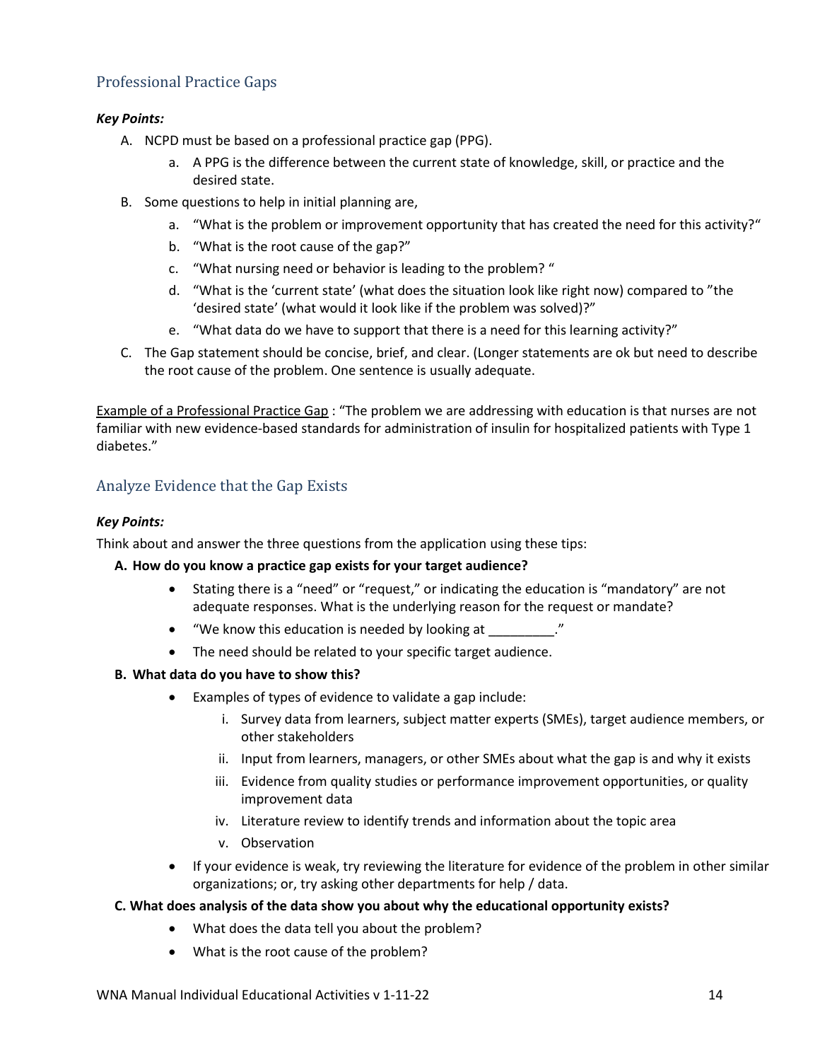## Professional Practice Gaps

***Key Points:***

A. NCPD must be based on a professional practice gap (PPG).
   a. A PPG is the difference between the current state of knowledge, skill, or practice and the desired state.
B. Some questions to help in initial planning are,
   a. "What is the problem or improvement opportunity that has created the need for this activity?"
   b. "What is the root cause of the gap?"
   c. "What nursing need or behavior is leading to the problem? "
   d. "What is the 'current state' (what does the situation look like right now) compared to "the 'desired state' (what would it look like if the problem was solved)?"
   e. "What data do we have to support that there is a need for this learning activity?"
C. The Gap statement should be concise, brief, and clear. (Longer statements are ok but need to describe the root cause of the problem. One sentence is usually adequate.

<u>Example of a Professional Practice Gap</u> : "The problem we are addressing with education is that nurses are not familiar with new evidence-based standards for administration of insulin for hospitalized patients with Type 1 diabetes."

## Analyze Evidence that the Gap Exists

***Key Points:***

Think about and answer the three questions from the application using these tips:

**A. How do you know a practice gap exists for your target audience?**

- Stating there is a "need" or "request," or indicating the education is "mandatory" are not adequate responses. What is the underlying reason for the request or mandate?
- "We know this education is needed by looking at _________."
- The need should be related to your specific target audience.

**B. What data do you have to show this?**

- Examples of types of evidence to validate a gap include:
   i. Survey data from learners, subject matter experts (SMEs), target audience members, or other stakeholders
   ii. Input from learners, managers, or other SMEs about what the gap is and why it exists
   iii. Evidence from quality studies or performance improvement opportunities, or quality improvement data
   iv. Literature review to identify trends and information about the topic area
   v. Observation
- If your evidence is weak, try reviewing the literature for evidence of the problem in other similar organizations; or, try asking other departments for help / data.

**C. What does analysis of the data show you about why the educational opportunity exists?**

- What does the data tell you about the problem?
- What is the root cause of the problem?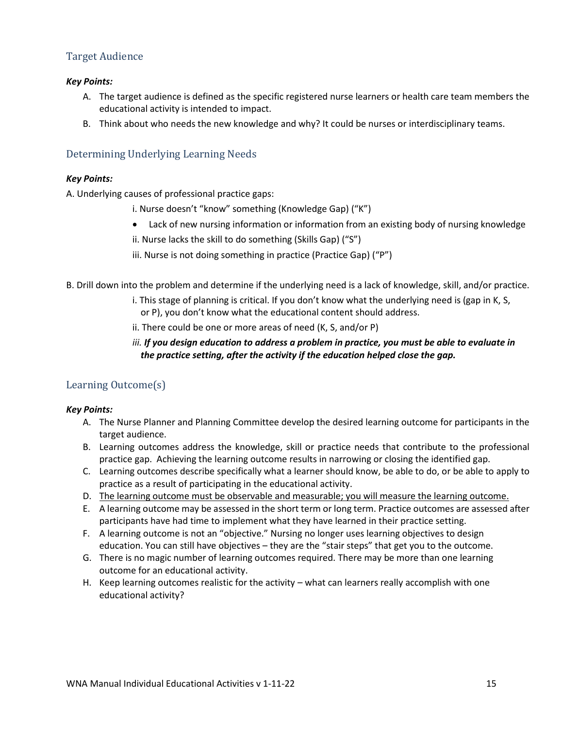## Target Audience

***Key Points:***

A. The target audience is defined as the specific registered nurse learners or health care team members the educational activity is intended to impact.
B. Think about who needs the new knowledge and why? It could be nurses or interdisciplinary teams.

## Determining Underlying Learning Needs

***Key Points:***

A. Underlying causes of professional practice gaps:

i. Nurse doesn't "know" something (Knowledge Gap) ("K")

- Lack of new nursing information or information from an existing body of nursing knowledge

ii. Nurse lacks the skill to do something (Skills Gap) ("S")

iii. Nurse is not doing something in practice (Practice Gap) ("P")

B. Drill down into the problem and determine if the underlying need is a lack of knowledge, skill, and/or practice.

i. This stage of planning is critical. If you don't know what the underlying need is (gap in K, S, or P), you don't know what the educational content should address.

ii. There could be one or more areas of need (K, S, and/or P)

*iii.* ***If you design education to address a problem in practice, you must be able to evaluate in the practice setting, after the activity if the education helped close the gap.***

## Learning Outcome(s)

***Key Points:***

A. The Nurse Planner and Planning Committee develop the desired learning outcome for participants in the target audience.
B. Learning outcomes address the knowledge, skill or practice needs that contribute to the professional practice gap. Achieving the learning outcome results in narrowing or closing the identified gap.
C. Learning outcomes describe specifically what a learner should know, be able to do, or be able to apply to practice as a result of participating in the educational activity.
D. <u>The learning outcome must be observable and measurable; you will measure the learning outcome.</u>
E. A learning outcome may be assessed in the short term or long term. Practice outcomes are assessed after participants have had time to implement what they have learned in their practice setting.
F. A learning outcome is not an "objective." Nursing no longer uses learning objectives to design education. You can still have objectives – they are the "stair steps" that get you to the outcome.
G. There is no magic number of learning outcomes required. There may be more than one learning outcome for an educational activity.
H. Keep learning outcomes realistic for the activity – what can learners really accomplish with one educational activity?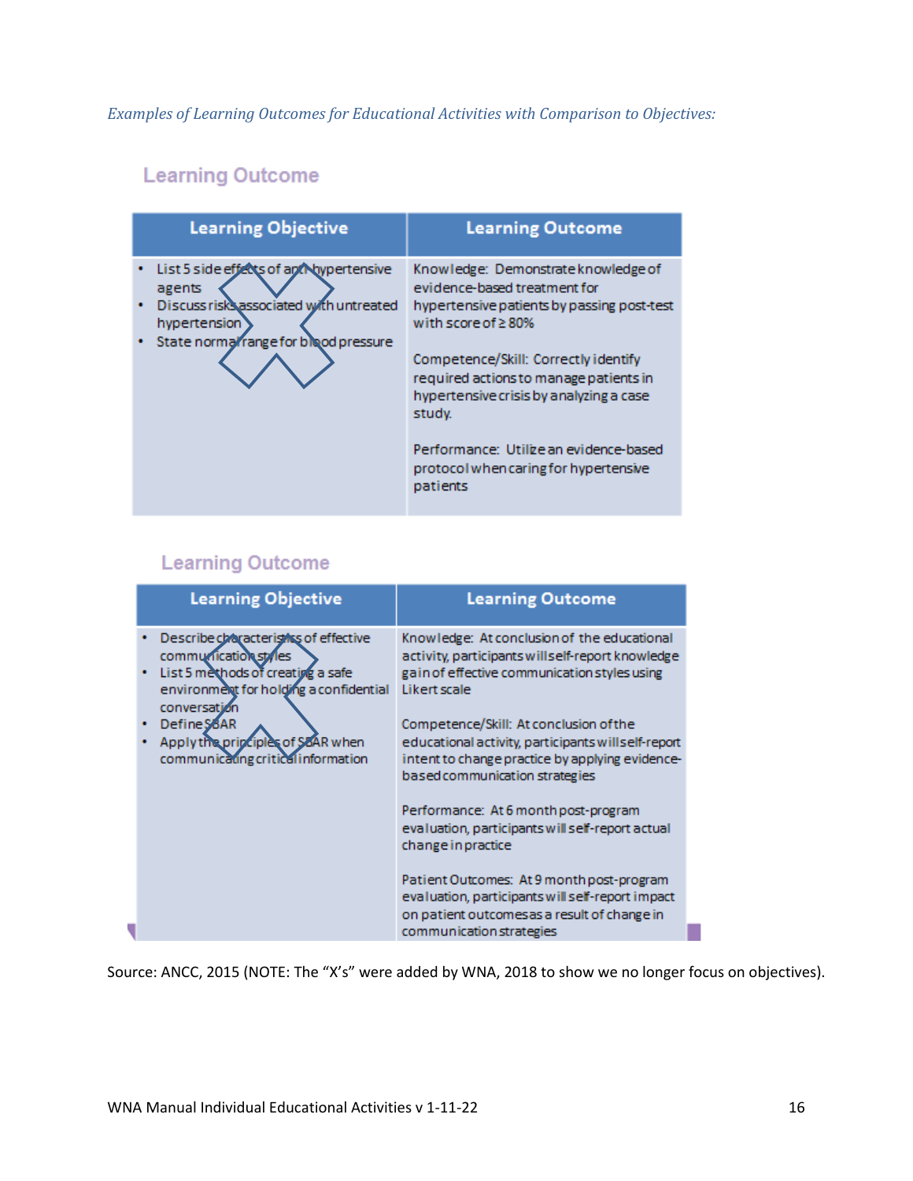*Examples of Learning Outcomes for Educational Activities with Comparison to Objectives:*

### Learning Outcome

| Learning Objective | Learning Outcome |
|---|---|
| • List 5 side effects of anti-hypertensive agents<br>• Discuss risks associated with untreated hypertension<br>• State normal range for blood pressure | Knowledge: Demonstrate knowledge of evidence-based treatment for hypertensive patients by passing post-test with score of ≥ 80%<br><br>Competence/Skill: Correctly identify required actions to manage patients in hypertensive crisis by analyzing a case study.<br><br>Performance: Utilize an evidence-based protocol when caring for hypertensive patients |

### Learning Outcome

| Learning Objective | Learning Outcome |
|---|---|
| • Describe characteristics of effective communication styles<br>• List 5 methods of creating a safe environment for holding a confidential conversation<br>• Define SBAR<br>• Apply the principles of SBAR when communicating critical information | Knowledge: At conclusion of the educational activity, participants will self-report knowledge gain of effective communication styles using Likert scale<br><br>Competence/Skill: At conclusion of the educational activity, participants will self-report intent to change practice by applying evidence-based communication strategies<br><br>Performance: At 6 month post-program evaluation, participants will self-report actual change in practice<br><br>Patient Outcomes: At 9 month post-program evaluation, participants will self-report impact on patient outcomes as a result of change in communication strategies |

Source: ANCC, 2015 (NOTE: The "X's" were added by WNA, 2018 to show we no longer focus on objectives).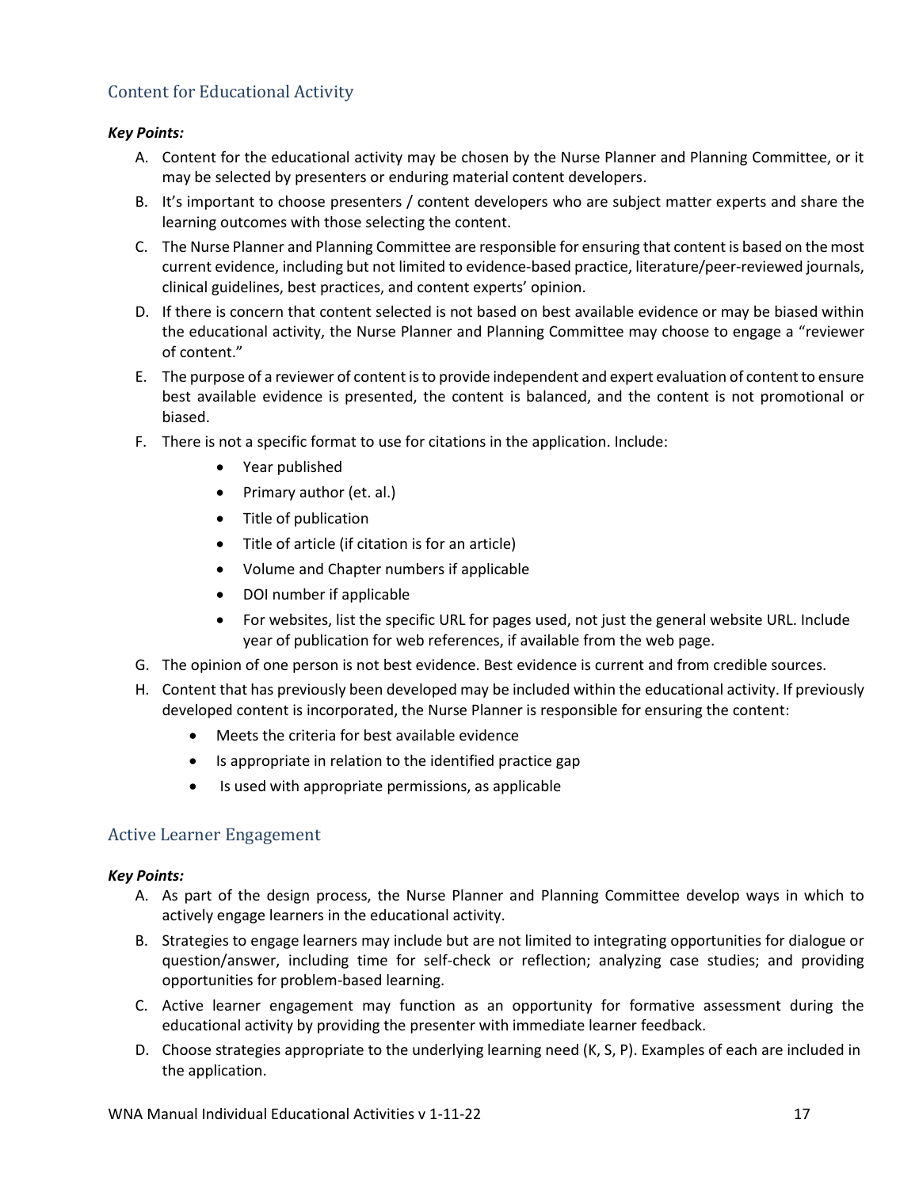## Content for Educational Activity

***Key Points:***

A. Content for the educational activity may be chosen by the Nurse Planner and Planning Committee, or it may be selected by presenters or enduring material content developers.

B. It's important to choose presenters / content developers who are subject matter experts and share the learning outcomes with those selecting the content.

C. The Nurse Planner and Planning Committee are responsible for ensuring that content is based on the most current evidence, including but not limited to evidence-based practice, literature/peer-reviewed journals, clinical guidelines, best practices, and content experts' opinion.

D. If there is concern that content selected is not based on best available evidence or may be biased within the educational activity, the Nurse Planner and Planning Committee may choose to engage a "reviewer of content."

E. The purpose of a reviewer of content is to provide independent and expert evaluation of content to ensure best available evidence is presented, the content is balanced, and the content is not promotional or biased.

F. There is not a specific format to use for citations in the application. Include:
   - Year published
   - Primary author (et. al.)
   - Title of publication
   - Title of article (if citation is for an article)
   - Volume and Chapter numbers if applicable
   - DOI number if applicable
   - For websites, list the specific URL for pages used, not just the general website URL. Include year of publication for web references, if available from the web page.

G. The opinion of one person is not best evidence. Best evidence is current and from credible sources.

H. Content that has previously been developed may be included within the educational activity. If previously developed content is incorporated, the Nurse Planner is responsible for ensuring the content:
   - Meets the criteria for best available evidence
   - Is appropriate in relation to the identified practice gap
   - Is used with appropriate permissions, as applicable

## Active Learner Engagement

***Key Points:***

A. As part of the design process, the Nurse Planner and Planning Committee develop ways in which to actively engage learners in the educational activity.

B. Strategies to engage learners may include but are not limited to integrating opportunities for dialogue or question/answer, including time for self-check or reflection; analyzing case studies; and providing opportunities for problem-based learning.

C. Active learner engagement may function as an opportunity for formative assessment during the educational activity by providing the presenter with immediate learner feedback.

D. Choose strategies appropriate to the underlying learning need (K, S, P). Examples of each are included in the application.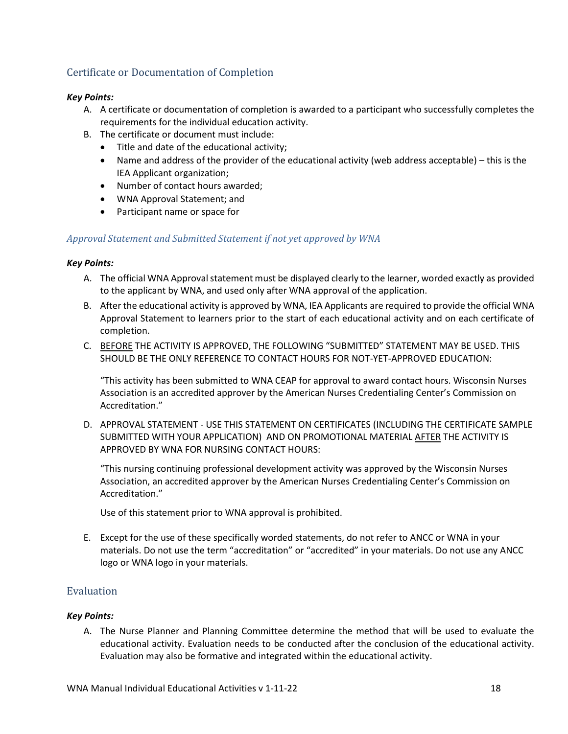## Certificate or Documentation of Completion

***Key Points:***

A. A certificate or documentation of completion is awarded to a participant who successfully completes the requirements for the individual education activity.
B. The certificate or document must include:
   - Title and date of the educational activity;
   - Name and address of the provider of the educational activity (web address acceptable) – this is the IEA Applicant organization;
   - Number of contact hours awarded;
   - WNA Approval Statement; and
   - Participant name or space for

### *Approval Statement and Submitted Statement if not yet approved by WNA*

***Key Points:***

A. The official WNA Approval statement must be displayed clearly to the learner, worded exactly as provided to the applicant by WNA, and used only after WNA approval of the application.
B. After the educational activity is approved by WNA, IEA Applicants are required to provide the official WNA Approval Statement to learners prior to the start of each educational activity and on each certificate of completion.
C. <u>BEFORE</u> THE ACTIVITY IS APPROVED, THE FOLLOWING "SUBMITTED" STATEMENT MAY BE USED. THIS SHOULD BE THE ONLY REFERENCE TO CONTACT HOURS FOR NOT-YET-APPROVED EDUCATION:

   "This activity has been submitted to WNA CEAP for approval to award contact hours. Wisconsin Nurses Association is an accredited approver by the American Nurses Credentialing Center's Commission on Accreditation."

D. APPROVAL STATEMENT - USE THIS STATEMENT ON CERTIFICATES (INCLUDING THE CERTIFICATE SAMPLE SUBMITTED WITH YOUR APPLICATION) AND ON PROMOTIONAL MATERIAL <u>AFTER</u> THE ACTIVITY IS APPROVED BY WNA FOR NURSING CONTACT HOURS:

   "This nursing continuing professional development activity was approved by the Wisconsin Nurses Association, an accredited approver by the American Nurses Credentialing Center's Commission on Accreditation."

   Use of this statement prior to WNA approval is prohibited.

E. Except for the use of these specifically worded statements, do not refer to ANCC or WNA in your materials. Do not use the term "accreditation" or "accredited" in your materials. Do not use any ANCC logo or WNA logo in your materials.

## Evaluation

***Key Points:***

A. The Nurse Planner and Planning Committee determine the method that will be used to evaluate the educational activity. Evaluation needs to be conducted after the conclusion of the educational activity. Evaluation may also be formative and integrated within the educational activity.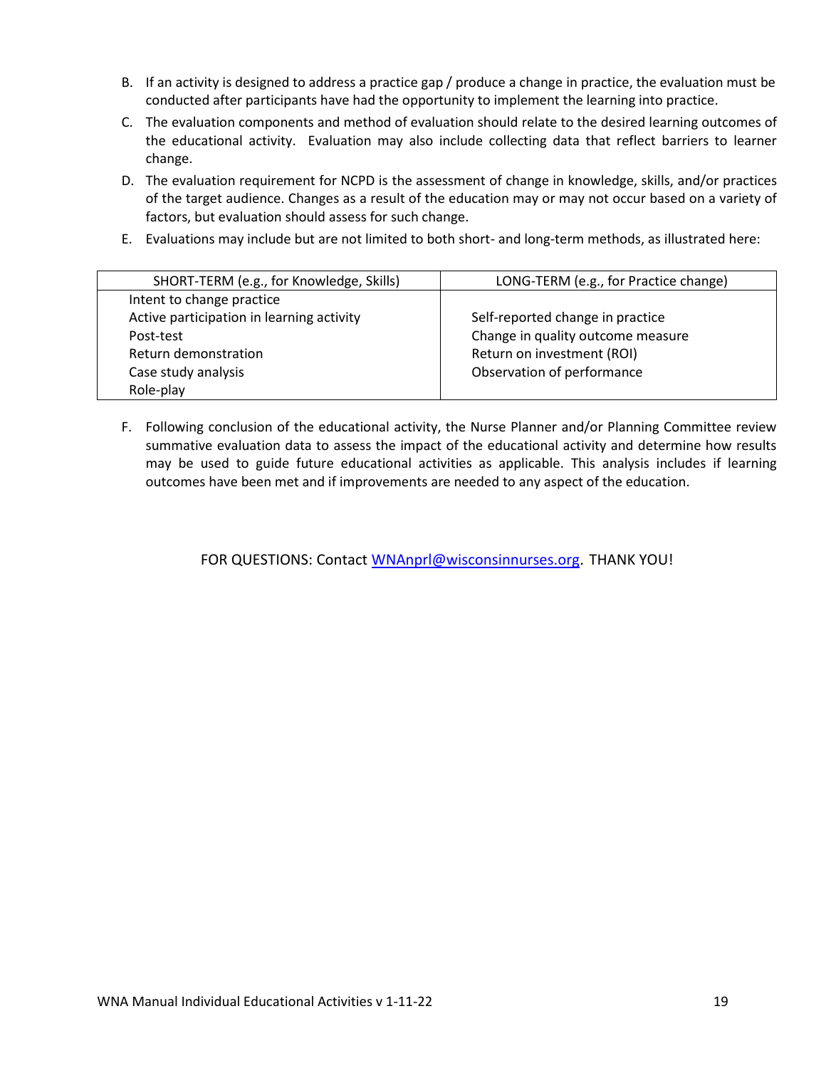B. If an activity is designed to address a practice gap / produce a change in practice, the evaluation must be conducted after participants have had the opportunity to implement the learning into practice.

C. The evaluation components and method of evaluation should relate to the desired learning outcomes of the educational activity. Evaluation may also include collecting data that reflect barriers to learner change.

D. The evaluation requirement for NCPD is the assessment of change in knowledge, skills, and/or practices of the target audience. Changes as a result of the education may or may not occur based on a variety of factors, but evaluation should assess for such change.

E. Evaluations may include but are not limited to both short- and long-term methods, as illustrated here:

| SHORT-TERM (e.g., for Knowledge, Skills) | LONG-TERM (e.g., for Practice change) |
|---|---|
| Intent to change practice<br>Active participation in learning activity<br>Post-test<br>Return demonstration<br>Case study analysis<br>Role-play | Self-reported change in practice<br>Change in quality outcome measure<br>Return on investment (ROI)<br>Observation of performance |

F. Following conclusion of the educational activity, the Nurse Planner and/or Planning Committee review summative evaluation data to assess the impact of the educational activity and determine how results may be used to guide future educational activities as applicable. This analysis includes if learning outcomes have been met and if improvements are needed to any aspect of the education.

FOR QUESTIONS: Contact WNAnprl@wisconsinnurses.org. THANK YOU!